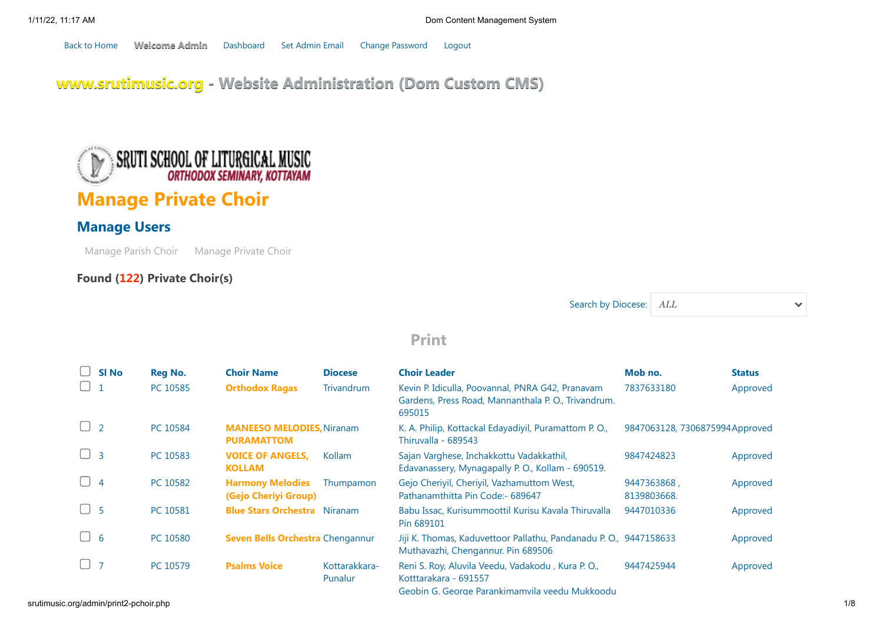Back to Home   **Welcome Admin**   Dashboard   Set Admin Email   Change Password   Logout

# www.srutimusic.org - Website Administration (Dom Custom CMS)

SRUTI SCHOOL OF LITURGICAL MUSIC
ORTHODOX SEMINARY, KOTTAYAM

# Manage Private Choir

## Manage Users

Manage Parish Choir   Manage Private Choir

### Found (122) Private Choir(s)

Search by Diocese: *ALL*

## Print

| ☐ | Sl No | Reg No. | Choir Name | Diocese | Choir Leader | Mob no. | Status |
|---|---|---|---|---|---|---|---|
| ☐ | 1 | PC 10585 | **Orthodox Ragas** | Trivandrum | Kevin P. Idiculla, Poovannal, PNRA G42, Pranavam Gardens, Press Road, Mannanthala P. O., Trivandrum. 695015 | 7837633180 | Approved |
| ☐ | 2 | PC 10584 | **MANEESO MELODIES, PURAMATTOM** | Niranam | K. A. Philip, Kottackal Edayadiyil, Puramattom P. O., Thiruvalla - 689543 | 9847063128, 7306875994 | Approved |
| ☐ | 3 | PC 10583 | **VOICE OF ANGELS, KOLLAM** | Kollam | Sajan Varghese, Inchakkottu Vadakkathil, Edavanassery, Mynagapally P. O., Kollam - 690519. | 9847424823 | Approved |
| ☐ | 4 | PC 10582 | **Harmony Melodies (Gejo Cheriyi Group)** | Thumpamon | Gejo Cheriyil, Cheriyil, Vazhamuttom West, Pathanamthitta Pin Code:- 689647 | 9447363868 , 8139803668. | Approved |
| ☐ | 5 | PC 10581 | **Blue Stars Orchestra** | Niranam | Babu Issac, Kurisummoottil Kurisu Kavala Thiruvalla Pin 689101 | 9447010336 | Approved |
| ☐ | 6 | PC 10580 | **Seven Bells Orchestra** | Chengannur | Jiji K. Thomas, Kaduvettoor Pallathu, Pandanadu P. O., Muthavazhi, Chengannur. Pin 689506 | 9447158633 | Approved |
| ☐ | 7 | PC 10579 | **Psalms Voice** | Kottarakkara-Punalur | Reni S. Roy, Aluvila Veedu, Vadakodu , Kura P. O., Kotttarakara - 691557 | 9447425944 | Approved |
| | | | | | Geobin G. George Parankimamvila veedu Mukkoodu | | |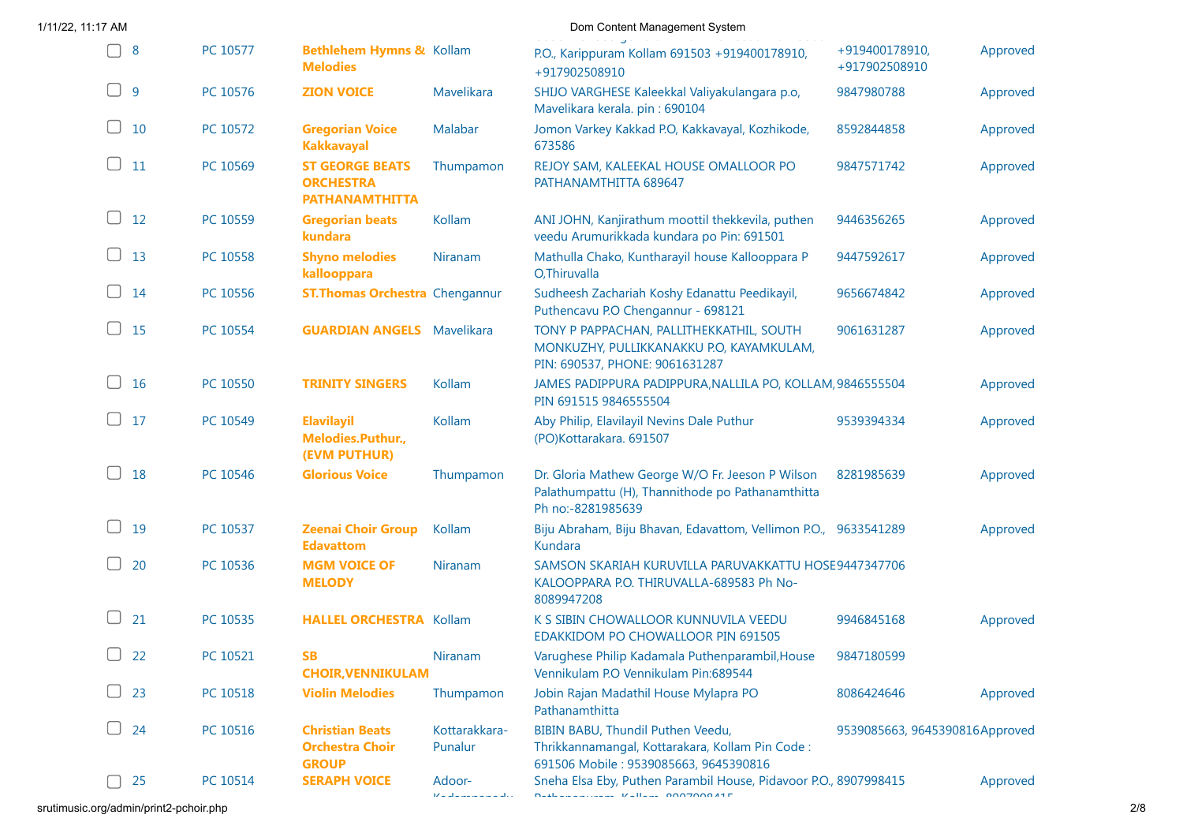| | # | ID | Name | Region | Address | Phone | Status |
|---|---|---|---|---|---|---|---|
| ☐ | 8 | PC 10577 | **Bethlehem Hymns & Melodies** | Kollam | P.O., Karippuram Kollam 691503 +919400178910, +917902508910 | +919400178910, +917902508910 | Approved |
| ☐ | 9 | PC 10576 | **ZION VOICE** | Mavelikara | SHIJO VARGHESE Kaleekkal Valiyakulangara p.o, Mavelikara kerala. pin : 690104 | 9847980788 | Approved |
| ☐ | 10 | PC 10572 | **Gregorian Voice Kakkavayal** | Malabar | Jomon Varkey Kakkad P.O, Kakkavayal, Kozhikode, 673586 | 8592844858 | Approved |
| ☐ | 11 | PC 10569 | **ST GEORGE BEATS ORCHESTRA PATHANAMTHITTA** | Thumpamon | REJOY SAM, KALEEKAL HOUSE OMALLOOR PO PATHANAMTHITTA 689647 | 9847571742 | Approved |
| ☐ | 12 | PC 10559 | **Gregorian beats kundara** | Kollam | ANI JOHN, Kanjirathum moottil thekkevila, puthen veedu Arumurikkada kundara po Pin: 691501 | 9446356265 | Approved |
| ☐ | 13 | PC 10558 | **Shyno melodies kallooppara** | Niranam | Mathulla Chako, Kuntharayil house Kallooppara P O,Thiruvalla | 9447592617 | Approved |
| ☐ | 14 | PC 10556 | **ST.Thomas Orchestra** | Chengannur | Sudheesh Zachariah Koshy Edanattu Peedikayil, Puthencavu P.O Chengannur - 698121 | 9656674842 | Approved |
| ☐ | 15 | PC 10554 | **GUARDIAN ANGELS** | Mavelikara | TONY P PAPPACHAN, PALLITHEKKATHIL, SOUTH MONKUZHY, PULLIKKANAKKU P.O, KAYAMKULAM, PIN: 690537, PHONE: 9061631287 | 9061631287 | Approved |
| ☐ | 16 | PC 10550 | **TRINITY SINGERS** | Kollam | JAMES PADIPPURA PADIPPURA,NALLILA PO, KOLLAM, PIN 691515 9846555504 | 9846555504 | Approved |
| ☐ | 17 | PC 10549 | **Elavilayil Melodies.Puthur., (EVM PUTHUR)** | Kollam | Aby Philip, Elavilayil Nevins Dale Puthur (PO)Kottarakara. 691507 | 9539394334 | Approved |
| ☐ | 18 | PC 10546 | **Glorious Voice** | Thumpamon | Dr. Gloria Mathew George W/O Fr. Jeeson P Wilson Palathumpattu (H), Thannithode po Pathanamthitta Ph no:-8281985639 | 8281985639 | Approved |
| ☐ | 19 | PC 10537 | **Zeenai Choir Group Edavattom** | Kollam | Biju Abraham, Biju Bhavan, Edavattom, Vellimon P.O., Kundara | 9633541289 | Approved |
| ☐ | 20 | PC 10536 | **MGM VOICE OF MELODY** | Niranam | SAMSON SKARIAH KURUVILLA PARUVAKKATTU HOSE KALOOPPARA P.O. THIRUVALLA-689583 Ph No- 8089947208 | 9447347706 | |
| ☐ | 21 | PC 10535 | **HALLEL ORCHESTRA** | Kollam | K S SIBIN CHOWALLOOR KUNNUVILA VEEDU EDAKKIDOM PO CHOWALLOOR PIN 691505 | 9946845168 | Approved |
| ☐ | 22 | PC 10521 | **SB CHOIR,VENNIKULAM** | Niranam | Varughese Philip Kadamala Puthenparambil,House Vennikulam P.O Vennikulam Pin:689544 | 9847180599 | |
| ☐ | 23 | PC 10518 | **Violin Melodies** | Thumpamon | Jobin Rajan Madathil House Mylapra PO Pathanamthitta | 8086424646 | Approved |
| ☐ | 24 | PC 10516 | **Christian Beats Orchestra Choir GROUP** | Kottarakkara-Punalur | BIBIN BABU, Thundil Puthen Veedu, Thrikkannamangal, Kottarakara, Kollam Pin Code : 691506 Mobile : 9539085663, 9645390816 | 9539085663, 9645390816 | Approved |
| ☐ | 25 | PC 10514 | **SERAPH VOICE** | Adoor-Kadampanadu | Sneha Elsa Eby, Puthen Parambil House, Pidavoor P.O., Pathanapuram, Kollam 8907998415 | 8907998415 | Approved |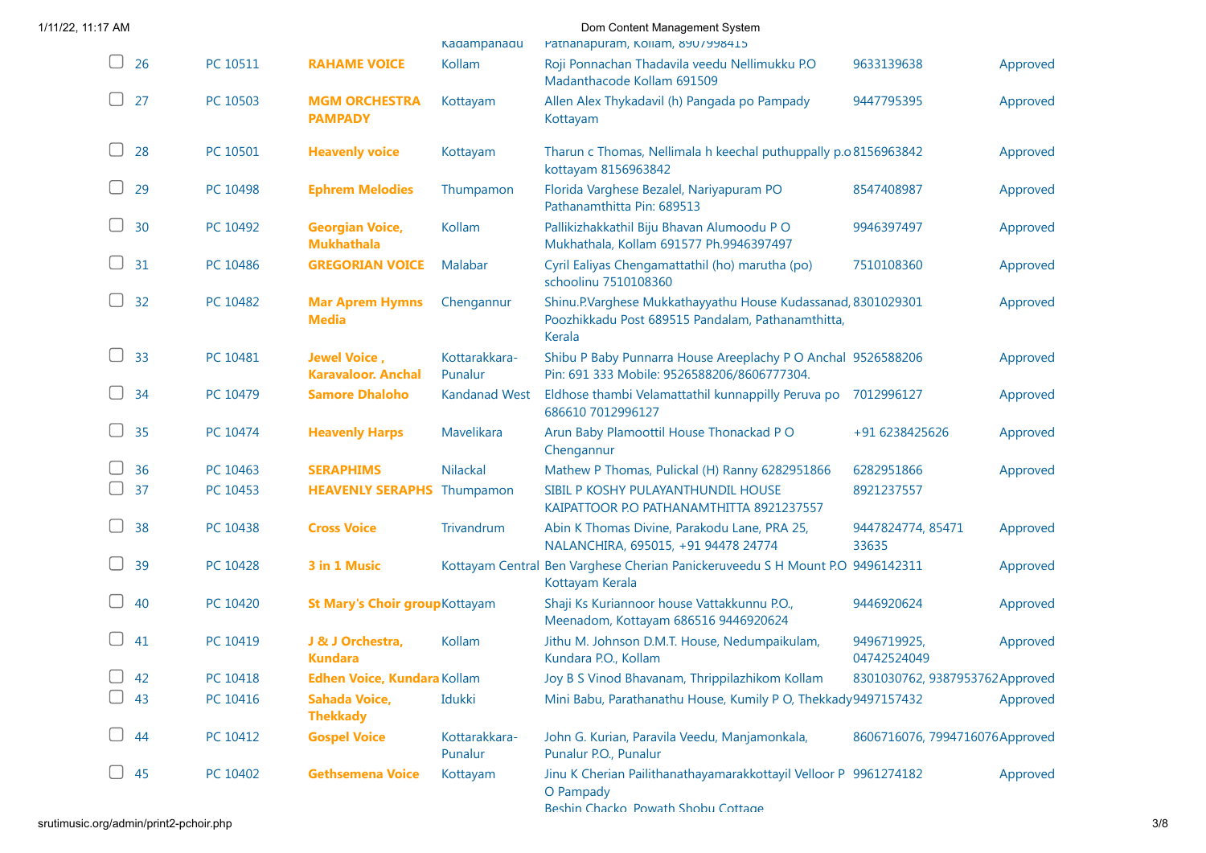| | # | Code | Name | Place | Address | Phone | Status |
|---|---|---|---|---|---|---|---|
| | | | | Kadampanadu | Pathanapuram, Kollam, 8907998415 | | |
| ☐ | 26 | PC 10511 | **RAHAME VOICE** | Kollam | Roji Ponnachan Thadavila veedu Nellimukku P.O Madanthacode Kollam 691509 | 9633139638 | Approved |
| ☐ | 27 | PC 10503 | **MGM ORCHESTRA PAMPADY** | Kottayam | Allen Alex Thykadavil (h) Pangada po Pampady Kottayam | 9447795395 | Approved |
| ☐ | 28 | PC 10501 | **Heavenly voice** | Kottayam | Tharun c Thomas, Nellimala h keechal puthuppally p.o kottayam 8156963842 | 8156963842 | Approved |
| ☐ | 29 | PC 10498 | **Ephrem Melodies** | Thumpamon | Florida Varghese Bezalel, Nariyapuram PO Pathanamthitta Pin: 689513 | 8547408987 | Approved |
| ☐ | 30 | PC 10492 | **Georgian Voice, Mukhathala** | Kollam | Pallikizhakkathil Biju Bhavan Alumoodu P O Mukhathala, Kollam 691577 Ph.9946397497 | 9946397497 | Approved |
| ☐ | 31 | PC 10486 | **GREGORIAN VOICE** | Malabar | Cyril Ealiyas Chengamattathil (ho) marutha (po) schoolinu 7510108360 | 7510108360 | Approved |
| ☐ | 32 | PC 10482 | **Mar Aprem Hymns Media** | Chengannur | Shinu.P.Varghese Mukkathayyathu House Kudassanad, Poozhikkadu Post 689515 Pandalam, Pathanamthitta, Kerala | 8301029301 | Approved |
| ☐ | 33 | PC 10481 | **Jewel Voice , Karavaloor. Anchal** | Kottarakkara-Punalur | Shibu P Baby Punnarra House Areeplachy P O Anchal Pin: 691 333 Mobile: 9526588206/8606777304. | 9526588206 | Approved |
| ☐ | 34 | PC 10479 | **Samore Dhaloho** | Kandanad West | Eldhose thambi Velamattathil kunnappilly Peruva po 686610 7012996127 | 7012996127 | Approved |
| ☐ | 35 | PC 10474 | **Heavenly Harps** | Mavelikara | Arun Baby Plamoottil House Thonackad P O Chengannur | +91 6238425626 | Approved |
| ☐ | 36 | PC 10463 | **SERAPHIMS** | Nilackal | Mathew P Thomas, Pulickal (H) Ranny 6282951866 | 6282951866 | Approved |
| ☐ | 37 | PC 10453 | **HEAVENLY SERAPHS** | Thumpamon | SIBIL P KOSHY PULAYANTHUNDIL HOUSE KAIPATTOOR P.O PATHANAMTHITTA 8921237557 | 8921237557 | |
| ☐ | 38 | PC 10438 | **Cross Voice** | Trivandrum | Abin K Thomas Divine, Parakodu Lane, PRA 25, NALANCHIRA, 695015, +91 94478 24774 | 9447824774, 85471 33635 | Approved |
| ☐ | 39 | PC 10428 | **3 in 1 Music** | Kottayam Central | Ben Varghese Cherian Panickeruveedu S H Mount P.O Kottayam Kerala | 9496142311 | Approved |
| ☐ | 40 | PC 10420 | **St Mary's Choir group** | Kottayam | Shaji Ks Kuriannoor house Vattakkunnu P.O., Meenadom, Kottayam 686516 9446920624 | 9446920624 | Approved |
| ☐ | 41 | PC 10419 | **J & J Orchestra, Kundara** | Kollam | Jithu M. Johnson D.M.T. House, Nedumpaikulam, Kundara P.O., Kollam | 9496719925, 04742524049 | Approved |
| ☐ | 42 | PC 10418 | **Edhen Voice, Kundara** | Kollam | Joy B S Vinod Bhavanam, Thrippilazhikom Kollam | 8301030762, 9387953762 | Approved |
| ☐ | 43 | PC 10416 | **Sahada Voice, Thekkady** | Idukki | Mini Babu, Parathanathu House, Kumily P O, Thekkady | 9497157432 | Approved |
| ☐ | 44 | PC 10412 | **Gospel Voice** | Kottarakkara-Punalur | John G. Kurian, Paravila Veedu, Manjamonkala, Punalur P.O., Punalur | 8606716076, 7994716076 | Approved |
| ☐ | 45 | PC 10402 | **Gethsemena Voice** | Kottayam | Jinu K Cherian Pailithanathayamarakkottayil Velloor P O Pampady | 9961274182 | Approved |
| | | | | | Beshin Chacko, Powath Shobu Cottage | | |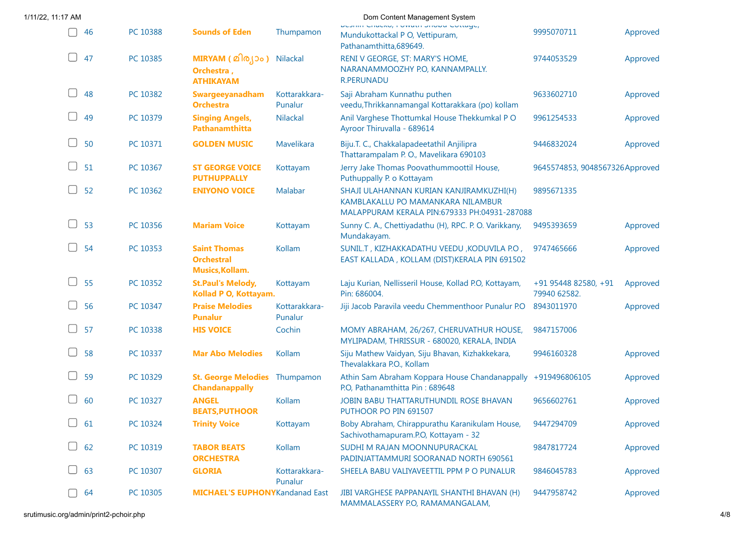| | | | | | | | |
|---|---|---|---|---|---|---|---|
| ☐ | 46 | PC 10388 | **Sounds of Eden** | Thumpamon | Deshin Chacko, Puwath Shoba Cottage, Mundukottackal P O, Vettipuram, Pathanamthitta,689649. | 9995070711 | Approved |
| ☐ | 47 | PC 10385 | **MIRYAM ( മിര്യാം ) Orchestra , ATHIKAYAM** | Nilackal | RENI V GEORGE, ST: MARY'S HOME, NARANAMMOOZHY P.O, KANNAMPALLY. R.PERUNADU | 9744053529 | Approved |
| ☐ | 48 | PC 10382 | **Swargeeyanadham Orchestra** | Kottarakkara-Punalur | Saji Abraham Kunnathu puthen veedu,Thrikkannamangal Kottarakkara (po) kollam | 9633602710 | Approved |
| ☐ | 49 | PC 10379 | **Singing Angels, Pathanamthitta** | Nilackal | Anil Varghese Thottumkal House Thekkumkal P O Ayroor Thiruvalla - 689614 | 9961254533 | Approved |
| ☐ | 50 | PC 10371 | **GOLDEN MUSIC** | Mavelikara | Biju.T. C., Chakkalapadeetathil Anjilipra Thattarampalam P. O., Mavelikara 690103 | 9446832024 | Approved |
| ☐ | 51 | PC 10367 | **ST GEORGE VOICE PUTHUPPALLY** | Kottayam | Jerry Jake Thomas Poovathummoottil House, Puthuppally P. o Kottayam | 9645574853, 9048567326 | Approved |
| ☐ | 52 | PC 10362 | **ENIYONO VOICE** | Malabar | SHAJI ULAHANNAN KURIAN KANJIRAMKUZHI(H) KAMBLAKALLU PO MAMANKARA NILAMBUR MALAPPURAM KERALA PIN:679333 PH:04931-287088 | 9895671335 | |
| ☐ | 53 | PC 10356 | **Mariam Voice** | Kottayam | Sunny C. A., Chettiyadathu (H), RPC. P. O. Varikkany, Mundakayam. | 9495393659 | Approved |
| ☐ | 54 | PC 10353 | **Saint Thomas Orchestral Musics,Kollam.** | Kollam | SUNIL.T , KIZHAKKADATHU VEEDU ,KODUVILA P.O , EAST KALLADA , KOLLAM (DIST)KERALA PIN 691502 | 9747465666 | Approved |
| ☐ | 55 | PC 10352 | **St.Paul's Melody, Kollad P O, Kottayam.** | Kottayam | Laju Kurian, Nellisseril House, Kollad P.O, Kottayam, Pin: 686004. | +91 95448 82580, +91 79940 62582. | Approved |
| ☐ | 56 | PC 10347 | **Praise Melodies Punalur** | Kottarakkara-Punalur | Jiji Jacob Paravila veedu Chemmenthoor Punalur P.O | 8943011970 | Approved |
| ☐ | 57 | PC 10338 | **HIS VOICE** | Cochin | MOMY ABRAHAM, 26/267, CHERUVATHUR HOUSE, MYLIPADAM, THRISSUR - 680020, KERALA, INDIA | 9847157006 | |
| ☐ | 58 | PC 10337 | **Mar Abo Melodies** | Kollam | Siju Mathew Vaidyan, Siju Bhavan, Kizhakkekara, Thevalakkara P.O., Kollam | 9946160328 | Approved |
| ☐ | 59 | PC 10329 | **St. George Melodies Chandanappally** | Thumpamon | Athin Sam Abraham Koppara House Chandanappally P.O, Pathanamthitta Pin : 689648 | +919496806105 | Approved |
| ☐ | 60 | PC 10327 | **ANGEL BEATS,PUTHOOR** | Kollam | JOBIN BABU THATTARUTHUNDIL ROSE BHAVAN PUTHOOR PO PIN 691507 | 9656602761 | Approved |
| ☐ | 61 | PC 10324 | **Trinity Voice** | Kottayam | Boby Abraham, Chirappurathu Karanikulam House, Sachivothamapuram.P.O, Kottayam - 32 | 9447294709 | Approved |
| ☐ | 62 | PC 10319 | **TABOR BEATS ORCHESTRA** | Kollam | SUDHI M RAJAN MOONNUPURACKAL PADINJATTAMMURI SOORANAD NORTH 690561 | 9847817724 | Approved |
| ☐ | 63 | PC 10307 | **GLORIA** | Kottarakkara-Punalur | SHEELA BABU VALIYAVEETTIL PPM P O PUNALUR | 9846045783 | Approved |
| ☐ | 64 | PC 10305 | **MICHAEL'S EUPHONY** | Kandanad East | JIBI VARGHESE PAPPANAYIL SHANTHI BHAVAN (H) MAMMALASSERY P.O, RAMAMANGALAM, | 9447958742 | Approved |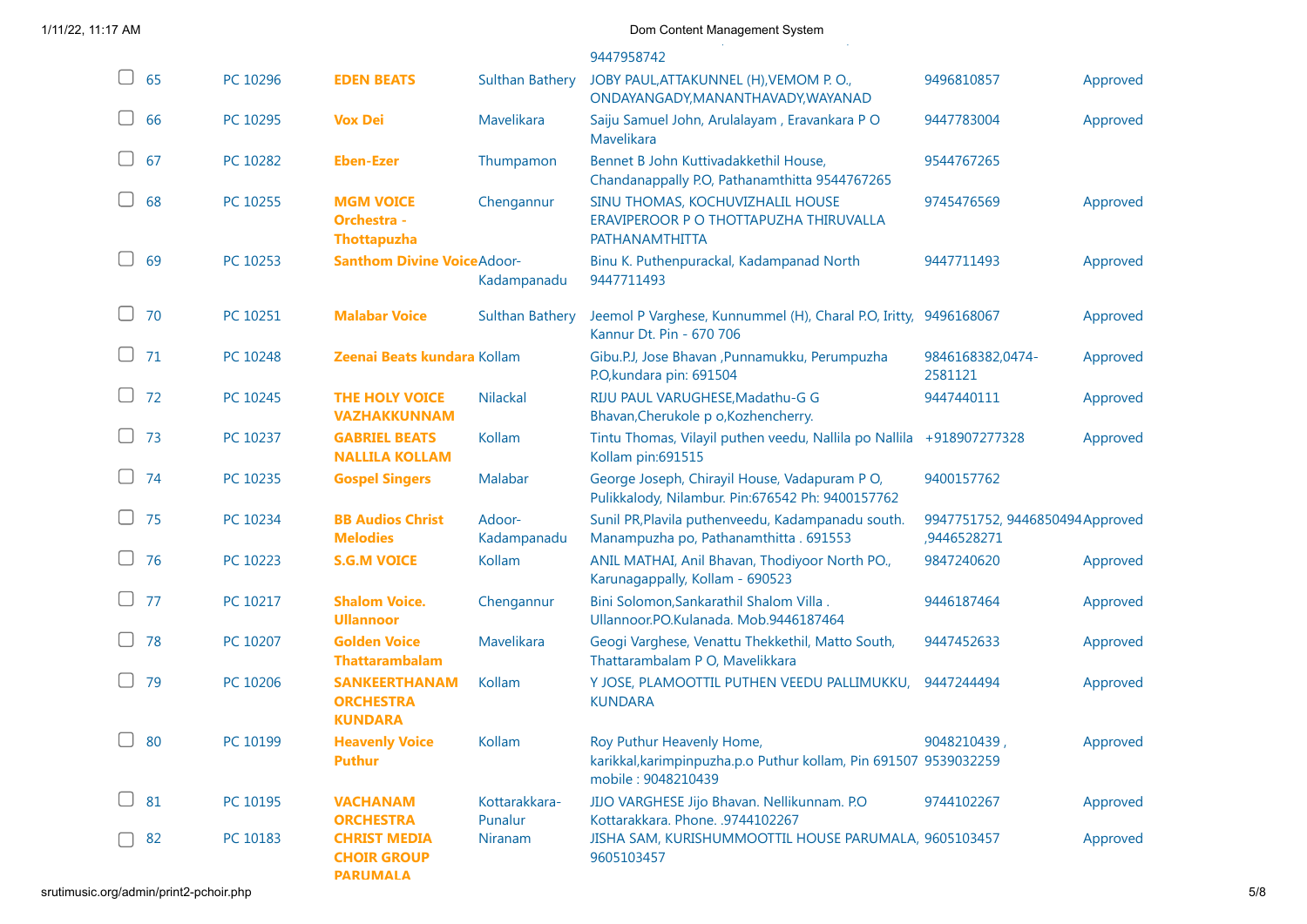| | # | Code | Name | Place | Address | Phone | Status |
|---|---|---|---|---|---|---|---|
| | | | | | 9447958742 | | |
| ☐ | 65 | PC 10296 | **EDEN BEATS** | Sulthan Bathery | JOBY PAUL,ATTAKUNNEL (H),VEMOM P. O., ONDAYANGADY,MANANTHAVADY,WAYANAD | 9496810857 | Approved |
| ☐ | 66 | PC 10295 | **Vox Dei** | Mavelikara | Saiju Samuel John, Arulalayam , Eravankara P O Mavelikara | 9447783004 | Approved |
| ☐ | 67 | PC 10282 | **Eben-Ezer** | Thumpamon | Bennet B John Kuttivadakkethil House, Chandanappally P.O, Pathanamthitta 9544767265 | 9544767265 | |
| ☐ | 68 | PC 10255 | **MGM VOICE Orchestra - Thottapuzha** | Chengannur | SINU THOMAS, KOCHUVIZHALIL HOUSE ERAVIPEROOR P O THOTTAPUZHA THIRUVALLA PATHANAMTHITTA | 9745476569 | Approved |
| ☐ | 69 | PC 10253 | **Santhom Divine Voice** | Adoor-Kadampanadu | Binu K. Puthenpurackal, Kadampanad North 9447711493 | 9447711493 | Approved |
| ☐ | 70 | PC 10251 | **Malabar Voice** | Sulthan Bathery | Jeemol P Varghese, Kunnummel (H), Charal P.O, Iritty, Kannur Dt. Pin - 670 706 | 9496168067 | Approved |
| ☐ | 71 | PC 10248 | **Zeenai Beats kundara** | Kollam | Gibu.P.J, Jose Bhavan ,Punnamukku, Perumpuzha P.O,kundara pin: 691504 | 9846168382,0474-2581121 | Approved |
| ☐ | 72 | PC 10245 | **THE HOLY VOICE VAZHAKKUNNAM** | Nilackal | RIJU PAUL VARUGHESE,Madathu-G G Bhavan,Cherukole p o,Kozhencherry. | 9447440111 | Approved |
| ☐ | 73 | PC 10237 | **GABRIEL BEATS NALLILA KOLLAM** | Kollam | Tintu Thomas, Vilayil puthen veedu, Nallila po Nallila Kollam pin:691515 | +918907277328 | Approved |
| ☐ | 74 | PC 10235 | **Gospel Singers** | Malabar | George Joseph, Chirayil House, Vadapuram P O, Pulikkalody, Nilambur. Pin:676542 Ph: 9400157762 | 9400157762 | |
| ☐ | 75 | PC 10234 | **BB Audios Christ Melodies** | Adoor-Kadampanadu | Sunil PR,Plavila puthenveedu, Kadampanadu south. Manampuzha po, Pathanamthitta . 691553 | 9947751752, 9446850494 ,9446528271 | Approved |
| ☐ | 76 | PC 10223 | **S.G.M VOICE** | Kollam | ANIL MATHAI, Anil Bhavan, Thodiyoor North PO., Karunagappally, Kollam - 690523 | 9847240620 | Approved |
| ☐ | 77 | PC 10217 | **Shalom Voice. Ullannoor** | Chengannur | Bini Solomon,Sankarathil Shalom Villa . Ullannoor.PO.Kulanada. Mob.9446187464 | 9446187464 | Approved |
| ☐ | 78 | PC 10207 | **Golden Voice Thattarambalam** | Mavelikara | Geogi Varghese, Venattu Thekkethil, Matto South, Thattarambalam P O, Mavelikkara | 9447452633 | Approved |
| ☐ | 79 | PC 10206 | **SANKEERTHANAM ORCHESTRA KUNDARA** | Kollam | Y JOSE, PLAMOOTTIL PUTHEN VEEDU PALLIMUKKU, KUNDARA | 9447244494 | Approved |
| ☐ | 80 | PC 10199 | **Heavenly Voice Puthur** | Kollam | Roy Puthur Heavenly Home, karikkal,karimpinpuzha.p.o Puthur kollam, Pin 691507 mobile : 9048210439 | 9048210439 , 9539032259 | Approved |
| ☐ | 81 | PC 10195 | **VACHANAM ORCHESTRA** | Kottarakkara-Punalur | JIJO VARGHESE Jijo Bhavan. Nellikunnam. P.O Kottarakkara. Phone. .9744102267 | 9744102267 | Approved |
| ☐ | 82 | PC 10183 | **CHRIST MEDIA CHOIR GROUP PARUMALA** | Niranam | JISHA SAM, KURISHUMMOOTTIL HOUSE PARUMALA, 9605103457 | 9605103457 | Approved |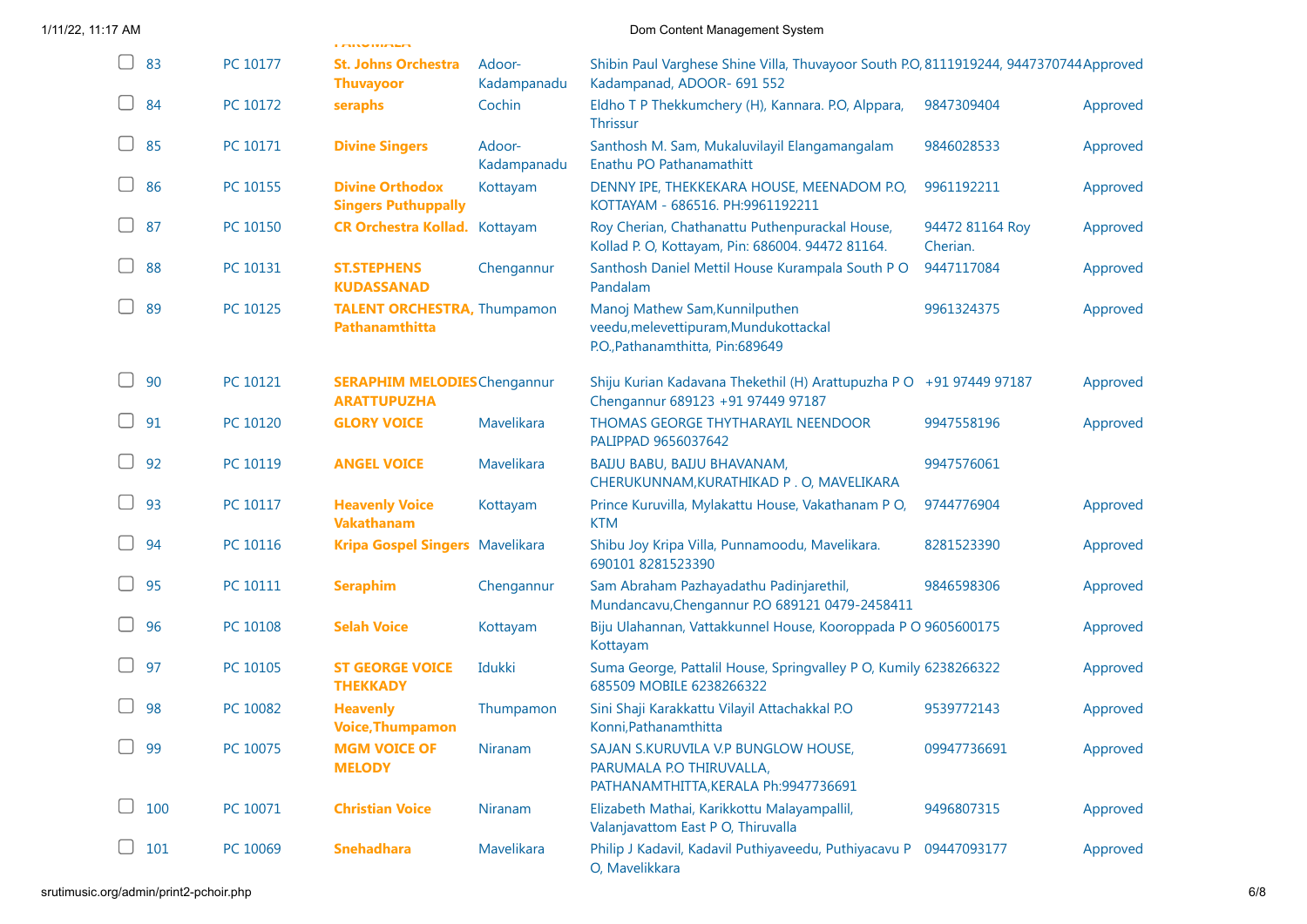| | # | Code | Name | Place | Address | Phone | Status |
|---|---|---|---|---|---|---|---|
| ☐ | 83 | PC 10177 | **St. Johns Orchestra Thuvayoor** | Adoor-Kadampanadu | Shibin Paul Varghese Shine Villa, Thuvayoor South P.O, Kadampanad, ADOOR- 691 552 | 8111919244, 9447370744 | Approved |
| ☐ | 84 | PC 10172 | **seraphs** | Cochin | Eldho T P Thekkumchery (H), Kannara. P.O, Alppara, Thrissur | 9847309404 | Approved |
| ☐ | 85 | PC 10171 | **Divine Singers** | Adoor-Kadampanadu | Santhosh M. Sam, Mukaluvilayil Elangamangalam Enathu PO Pathanamathitt | 9846028533 | Approved |
| ☐ | 86 | PC 10155 | **Divine Orthodox Singers Puthuppally** | Kottayam | DENNY IPE, THEKKEKARA HOUSE, MEENADOM P.O, KOTTAYAM - 686516. PH:9961192211 | 9961192211 | Approved |
| ☐ | 87 | PC 10150 | **CR Orchestra Kollad.** | Kottayam | Roy Cherian, Chathanattu Puthenpurackal House, Kollad P. O, Kottayam, Pin: 686004. 94472 81164. | 94472 81164 Roy Cherian. | Approved |
| ☐ | 88 | PC 10131 | **ST.STEPHENS KUDASSANAD** | Chengannur | Santhosh Daniel Mettil House Kurampala South P O Pandalam | 9447117084 | Approved |
| ☐ | 89 | PC 10125 | **TALENT ORCHESTRA, Pathanamthitta** | Thumpamon | Manoj Mathew Sam,Kunnilputhen veedu,melevettipuram,Mundukottackal P.O.,Pathanamthitta, Pin:689649 | 9961324375 | Approved |
| ☐ | 90 | PC 10121 | **SERAPHIM MELODIES ARATTUPUZHA** | Chengannur | Shiju Kurian Kadavana Thekethil (H) Arattupuzha P O Chengannur 689123 +91 97449 97187 | +91 97449 97187 | Approved |
| ☐ | 91 | PC 10120 | **GLORY VOICE** | Mavelikara | THOMAS GEORGE THYTHARAYIL NEENDOOR PALIPPAD 9656037642 | 9947558196 | Approved |
| ☐ | 92 | PC 10119 | **ANGEL VOICE** | Mavelikara | BAIJU BABU, BAIJU BHAVANAM, CHERUKUNNAM,KURATHIKAD P . O, MAVELIKARA | 9947576061 | |
| ☐ | 93 | PC 10117 | **Heavenly Voice Vakathanam** | Kottayam | Prince Kuruvilla, Mylakattu House, Vakathanam P O, KTM | 9744776904 | Approved |
| ☐ | 94 | PC 10116 | **Kripa Gospel Singers** | Mavelikara | Shibu Joy Kripa Villa, Punnamoodu, Mavelikara. 690101 8281523390 | 8281523390 | Approved |
| ☐ | 95 | PC 10111 | **Seraphim** | Chengannur | Sam Abraham Pazhayadathu Padinjarethil, Mundancavu,Chengannur P.O 689121 0479-2458411 | 9846598306 | Approved |
| ☐ | 96 | PC 10108 | **Selah Voice** | Kottayam | Biju Ulahannan, Vattakkunnel House, Kooroppada P O Kottayam | 9605600175 | Approved |
| ☐ | 97 | PC 10105 | **ST GEORGE VOICE THEKKADY** | Idukki | Suma George, Pattalil House, Springvalley P O, Kumily 685509 MOBILE 6238266322 | 6238266322 | Approved |
| ☐ | 98 | PC 10082 | **Heavenly Voice,Thumpamon** | Thumpamon | Sini Shaji Karakkattu Vilayil Attachakkal P.O Konni,Pathanamthitta | 9539772143 | Approved |
| ☐ | 99 | PC 10075 | **MGM VOICE OF MELODY** | Niranam | SAJAN S.KURUVILA V.P BUNGLOW HOUSE, PARUMALA P.O THIRUVALLA, PATHANAMTHITTA,KERALA Ph:9947736691 | 09947736691 | Approved |
| ☐ | 100 | PC 10071 | **Christian Voice** | Niranam | Elizabeth Mathai, Karikkottu Malayampallil, Valanjavattom East P O, Thiruvalla | 9496807315 | Approved |
| ☐ | 101 | PC 10069 | **Snehadhara** | Mavelikara | Philip J Kadavil, Kadavil Puthiyaveedu, Puthiyacavu P O, Mavelikkara | 09447093177 | Approved |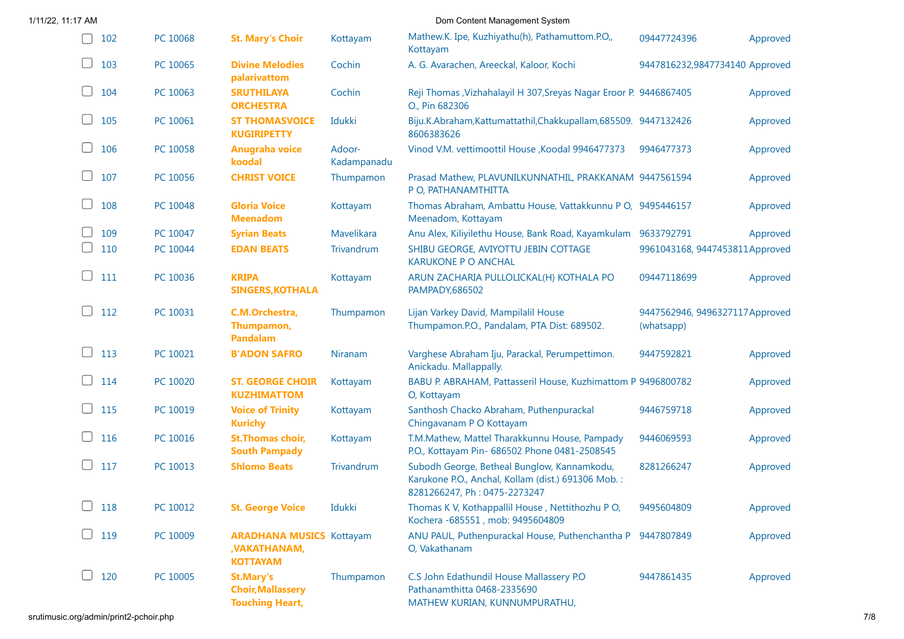| | No. | ID | Name | Place | Address | Phone | Status |
|---|---|---|---|---|---|---|---|
| ☐ | 102 | PC 10068 | St. Mary's Choir | Kottayam | Mathew.K. Ipe, Kuzhiyathu(h), Pathamuttom.P.O,, Kottayam | 09447724396 | Approved |
| ☐ | 103 | PC 10065 | Divine Melodies palarivattom | Cochin | A. G. Avarachen, Areeckal, Kaloor, Kochi | 9447816232,9847734140 | Approved |
| ☐ | 104 | PC 10063 | SRUTHILAYA ORCHESTRA | Cochin | Reji Thomas ,Vizhahalayil H 307,Sreyas Nagar Eroor P. O., Pin 682306 | 9446867405 | Approved |
| ☐ | 105 | PC 10061 | ST THOMASVOICE KUGIRIPETTY | Idukki | Biju.K.Abraham,Kattumattathil,Chakkupallam,685509. 8606383626 | 9447132426 | Approved |
| ☐ | 106 | PC 10058 | Anugraha voice koodal | Adoor-Kadampanadu | Vinod V.M. vettimoottil House ,Koodal 9946477373 | 9946477373 | Approved |
| ☐ | 107 | PC 10056 | CHRIST VOICE | Thumpamon | Prasad Mathew, PLAVUNILKUNNATHIL, PRAKKANAM P O, PATHANAMTHITTA | 9447561594 | Approved |
| ☐ | 108 | PC 10048 | Gloria Voice Meenadom | Kottayam | Thomas Abraham, Ambattu House, Vattakkunnu P O, Meenadom, Kottayam | 9495446157 | Approved |
| ☐ | 109 | PC 10047 | Syrian Beats | Mavelikara | Anu Alex, Kiliyilethu House, Bank Road, Kayamkulam | 9633792791 | Approved |
| ☐ | 110 | PC 10044 | EDAN BEATS | Trivandrum | SHIBU GEORGE, AVIYOTTU JEBIN COTTAGE KARUKONE P O ANCHAL | 9961043168, 9447453811 | Approved |
| ☐ | 111 | PC 10036 | KRIPA SINGERS,KOTHALA | Kottayam | ARUN ZACHARIA PULLOLICKAL(H) KOTHALA PO PAMPADY,686502 | 09447118699 | Approved |
| ☐ | 112 | PC 10031 | C.M.Orchestra, Thumpamon, Pandalam | Thumpamon | Lijan Varkey David, Mampilalil House Thumpamon.P.O., Pandalam, PTA Dist: 689502. | 9447562946, 9496327117 (whatsapp) | Approved |
| ☐ | 113 | PC 10021 | B'ADON SAFRO | Niranam | Varghese Abraham Iju, Parackal, Perumpettimon. Anickadu. Mallappally. | 9447592821 | Approved |
| ☐ | 114 | PC 10020 | ST. GEORGE CHOIR KUZHIMATTOM | Kottayam | BABU P. ABRAHAM, Pattasseril House, Kuzhimattom P O, Kottayam | 9496800782 | Approved |
| ☐ | 115 | PC 10019 | Voice of Trinity Kurichy | Kottayam | Santhosh Chacko Abraham, Puthenpurackal Chingavanam P O Kottayam | 9446759718 | Approved |
| ☐ | 116 | PC 10016 | St.Thomas choir, South Pampady | Kottayam | T.M.Mathew, Mattel Tharakkunnu House, Pampady P.O., Kottayam Pin- 686502 Phone 0481-2508545 | 9446069593 | Approved |
| ☐ | 117 | PC 10013 | Shlomo Beats | Trivandrum | Subodh George, Betheal Bunglow, Kannamkodu, Karukone P.O., Anchal, Kollam (dist.) 691306 Mob. : 8281266247, Ph : 0475-2273247 | 8281266247 | Approved |
| ☐ | 118 | PC 10012 | St. George Voice | Idukki | Thomas K V, Kothappallil House , Nettithozhu P O, Kochera -685551 , mob: 9495604809 | 9495604809 | Approved |
| ☐ | 119 | PC 10009 | ARADHANA MUSICS ,VAKATHANAM, KOTTAYAM | Kottayam | ANU PAUL, Puthenpurackal House, Puthenchantha P O, Vakathanam | 9447807849 | Approved |
| ☐ | 120 | PC 10005 | St.Mary's Choir,Mallassery Touching Heart, | Thumpamon | C.S John Edathundil House Mallassery P.O Pathanamthitta 0468-2335690 MATHEW KURIAN, KUNNUMPURATHU, | 9447861435 | Approved |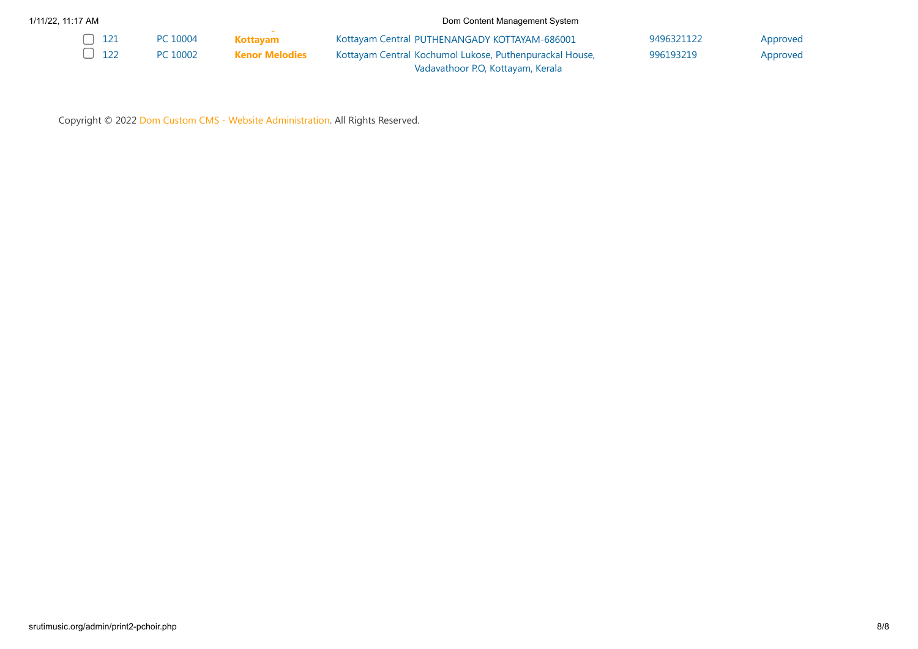| | | | | | | | |
|---|---|---|---|---|---|---|---|
| ☐ | 121 | PC 10004 | **Kottayam** | Kottayam Central | PUTHENANGADY KOTTAYAM-686001 | 9496321122 | Approved |
| ☐ | 122 | PC 10002 | **Kenor Melodies** | Kottayam Central | Kochumol Lukose, Puthenpurackal House, Vadavathoor P.O, Kottayam, Kerala | 996193219 | Approved |

Copyright © 2022 Dom Custom CMS - Website Administration. All Rights Reserved.